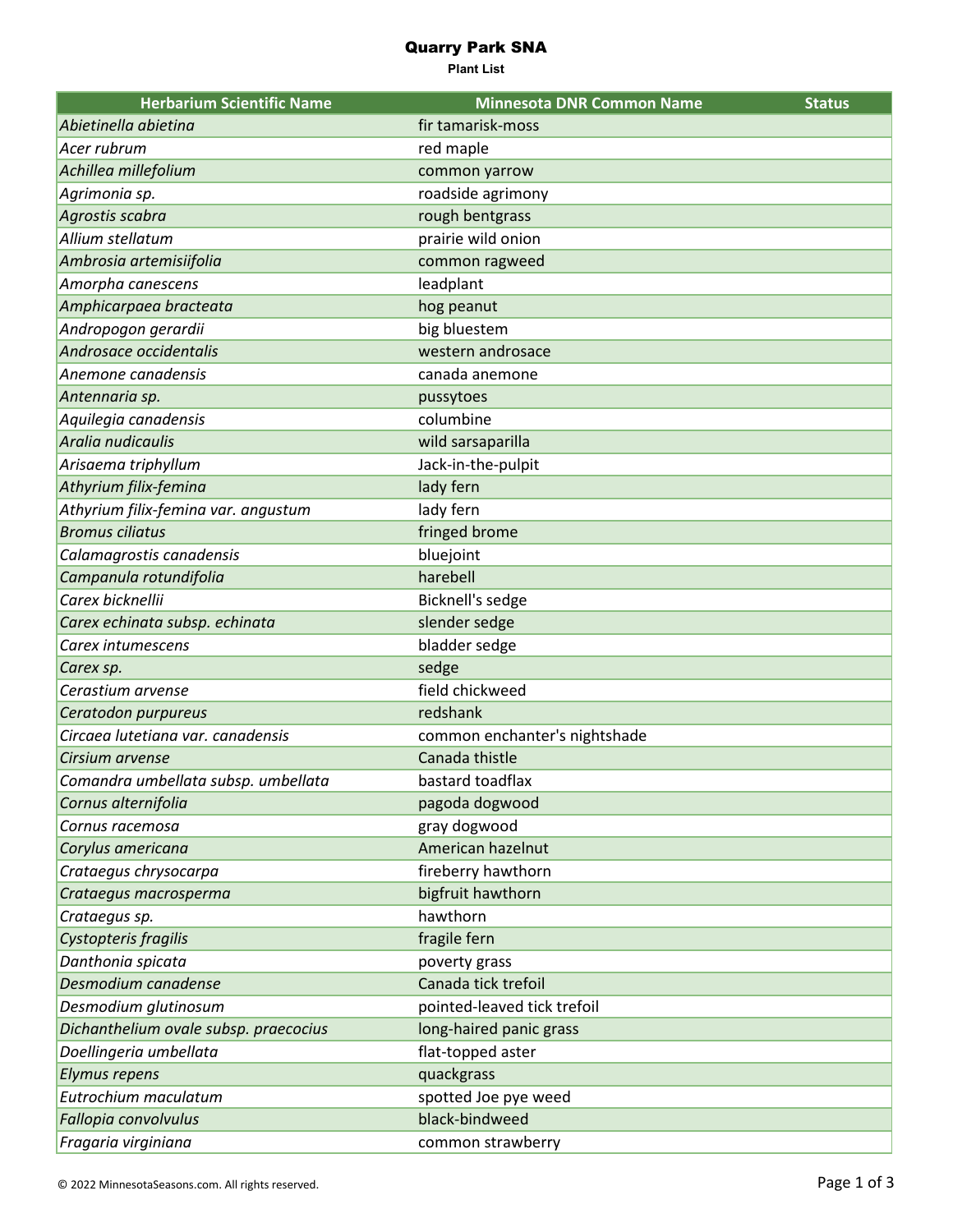# Quarry Park SNA

**Plant List**

| Herbarium Scientific Name | Minnesota DNR Common Name | Status |
|---|---|---|
| *Abietinella abietina* | fir tamarisk-moss | |
| *Acer rubrum* | red maple | |
| *Achillea millefolium* | common yarrow | |
| *Agrimonia sp.* | roadside agrimony | |
| *Agrostis scabra* | rough bentgrass | |
| *Allium stellatum* | prairie wild onion | |
| *Ambrosia artemisiifolia* | common ragweed | |
| *Amorpha canescens* | leadplant | |
| *Amphicarpaea bracteata* | hog peanut | |
| *Andropogon gerardii* | big bluestem | |
| *Androsace occidentalis* | western androsace | |
| *Anemone canadensis* | canada anemone | |
| *Antennaria sp.* | pussytoes | |
| *Aquilegia canadensis* | columbine | |
| *Aralia nudicaulis* | wild sarsaparilla | |
| *Arisaema triphyllum* | Jack-in-the-pulpit | |
| *Athyrium filix-femina* | lady fern | |
| *Athyrium filix-femina var. angustum* | lady fern | |
| *Bromus ciliatus* | fringed brome | |
| *Calamagrostis canadensis* | bluejoint | |
| *Campanula rotundifolia* | harebell | |
| *Carex bicknellii* | Bicknell's sedge | |
| *Carex echinata subsp. echinata* | slender sedge | |
| *Carex intumescens* | bladder sedge | |
| *Carex sp.* | sedge | |
| *Cerastium arvense* | field chickweed | |
| *Ceratodon purpureus* | redshank | |
| *Circaea lutetiana var. canadensis* | common enchanter's nightshade | |
| *Cirsium arvense* | Canada thistle | |
| *Comandra umbellata subsp. umbellata* | bastard toadflax | |
| *Cornus alternifolia* | pagoda dogwood | |
| *Cornus racemosa* | gray dogwood | |
| *Corylus americana* | American hazelnut | |
| *Crataegus chrysocarpa* | fireberry hawthorn | |
| *Crataegus macrosperma* | bigfruit hawthorn | |
| *Crataegus sp.* | hawthorn | |
| *Cystopteris fragilis* | fragile fern | |
| *Danthonia spicata* | poverty grass | |
| *Desmodium canadense* | Canada tick trefoil | |
| *Desmodium glutinosum* | pointed-leaved tick trefoil | |
| *Dichanthelium ovale subsp. praecocius* | long-haired panic grass | |
| *Doellingeria umbellata* | flat-topped aster | |
| *Elymus repens* | quackgrass | |
| *Eutrochium maculatum* | spotted Joe pye weed | |
| *Fallopia convolvulus* | black-bindweed | |
| *Fragaria virginiana* | common strawberry | |

© 2022 MinnesotaSeasons.com. All rights reserved.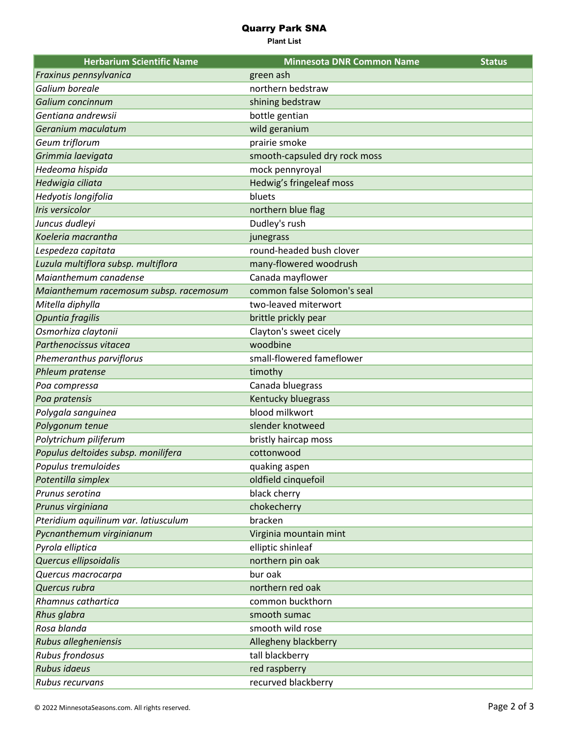# Quarry Park SNA

**Plant List**

| Herbarium Scientific Name | Minnesota DNR Common Name | Status |
|---|---|---|
| *Fraxinus pennsylvanica* | green ash | |
| *Galium boreale* | northern bedstraw | |
| *Galium concinnum* | shining bedstraw | |
| *Gentiana andrewsii* | bottle gentian | |
| *Geranium maculatum* | wild geranium | |
| *Geum triflorum* | prairie smoke | |
| *Grimmia laevigata* | smooth-capsuled dry rock moss | |
| *Hedeoma hispida* | mock pennyroyal | |
| *Hedwigia ciliata* | Hedwig’s fringeleaf moss | |
| *Hedyotis longifolia* | bluets | |
| *Iris versicolor* | northern blue flag | |
| *Juncus dudleyi* | Dudley's rush | |
| *Koeleria macrantha* | junegrass | |
| *Lespedeza capitata* | round-headed bush clover | |
| *Luzula multiflora subsp. multiflora* | many-flowered woodrush | |
| *Maianthemum canadense* | Canada mayflower | |
| *Maianthemum racemosum subsp. racemosum* | common false Solomon's seal | |
| *Mitella diphylla* | two-leaved miterwort | |
| *Opuntia fragilis* | brittle prickly pear | |
| *Osmorhiza claytonii* | Clayton's sweet cicely | |
| *Parthenocissus vitacea* | woodbine | |
| *Phemeranthus parviflorus* | small-flowered fameflower | |
| *Phleum pratense* | timothy | |
| *Poa compressa* | Canada bluegrass | |
| *Poa pratensis* | Kentucky bluegrass | |
| *Polygala sanguinea* | blood milkwort | |
| *Polygonum tenue* | slender knotweed | |
| *Polytrichum piliferum* | bristly haircap moss | |
| *Populus deltoides subsp. monilifera* | cottonwood | |
| *Populus tremuloides* | quaking aspen | |
| *Potentilla simplex* | oldfield cinquefoil | |
| *Prunus serotina* | black cherry | |
| *Prunus virginiana* | chokecherry | |
| *Pteridium aquilinum var. latiusculum* | bracken | |
| *Pycnanthemum virginianum* | Virginia mountain mint | |
| *Pyrola elliptica* | elliptic shinleaf | |
| *Quercus ellipsoidalis* | northern pin oak | |
| *Quercus macrocarpa* | bur oak | |
| *Quercus rubra* | northern red oak | |
| *Rhamnus cathartica* | common buckthorn | |
| *Rhus glabra* | smooth sumac | |
| *Rosa blanda* | smooth wild rose | |
| *Rubus allegheniensis* | Allegheny blackberry | |
| *Rubus frondosus* | tall blackberry | |
| *Rubus idaeus* | red raspberry | |
| *Rubus recurvans* | recurved blackberry | |

© 2022 MinnesotaSeasons.com. All rights reserved.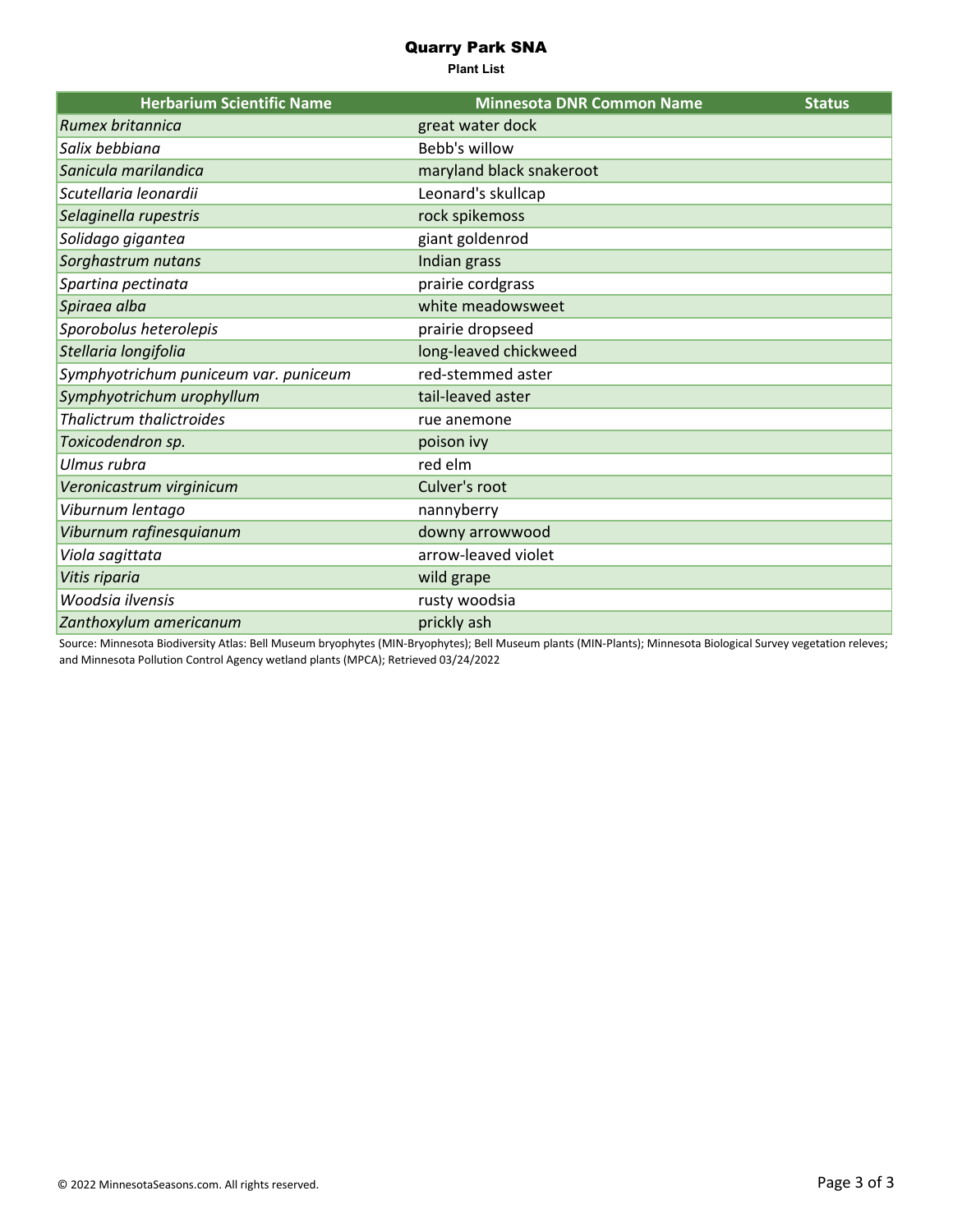# Quarry Park SNA

**Plant List**

| Herbarium Scientific Name | Minnesota DNR Common Name | Status |
| --- | --- | --- |
| *Rumex britannica* | great water dock | |
| *Salix bebbiana* | Bebb's willow | |
| *Sanicula marilandica* | maryland black snakeroot | |
| *Scutellaria leonardii* | Leonard's skullcap | |
| *Selaginella rupestris* | rock spikemoss | |
| *Solidago gigantea* | giant goldenrod | |
| *Sorghastrum nutans* | Indian grass | |
| *Spartina pectinata* | prairie cordgrass | |
| *Spiraea alba* | white meadowsweet | |
| *Sporobolus heterolepis* | prairie dropseed | |
| *Stellaria longifolia* | long-leaved chickweed | |
| *Symphyotrichum puniceum var. puniceum* | red-stemmed aster | |
| *Symphyotrichum urophyllum* | tail-leaved aster | |
| *Thalictrum thalictroides* | rue anemone | |
| *Toxicodendron sp.* | poison ivy | |
| *Ulmus rubra* | red elm | |
| *Veronicastrum virginicum* | Culver's root | |
| *Viburnum lentago* | nannyberry | |
| *Viburnum rafinesquianum* | downy arrowwood | |
| *Viola sagittata* | arrow-leaved violet | |
| *Vitis riparia* | wild grape | |
| *Woodsia ilvensis* | rusty woodsia | |
| *Zanthoxylum americanum* | prickly ash | |

Source: Minnesota Biodiversity Atlas: Bell Museum bryophytes (MIN-Bryophytes); Bell Museum plants (MIN-Plants); Minnesota Biological Survey vegetation releves; and Minnesota Pollution Control Agency wetland plants (MPCA); Retrieved 03/24/2022

© 2022 MinnesotaSeasons.com. All rights reserved.